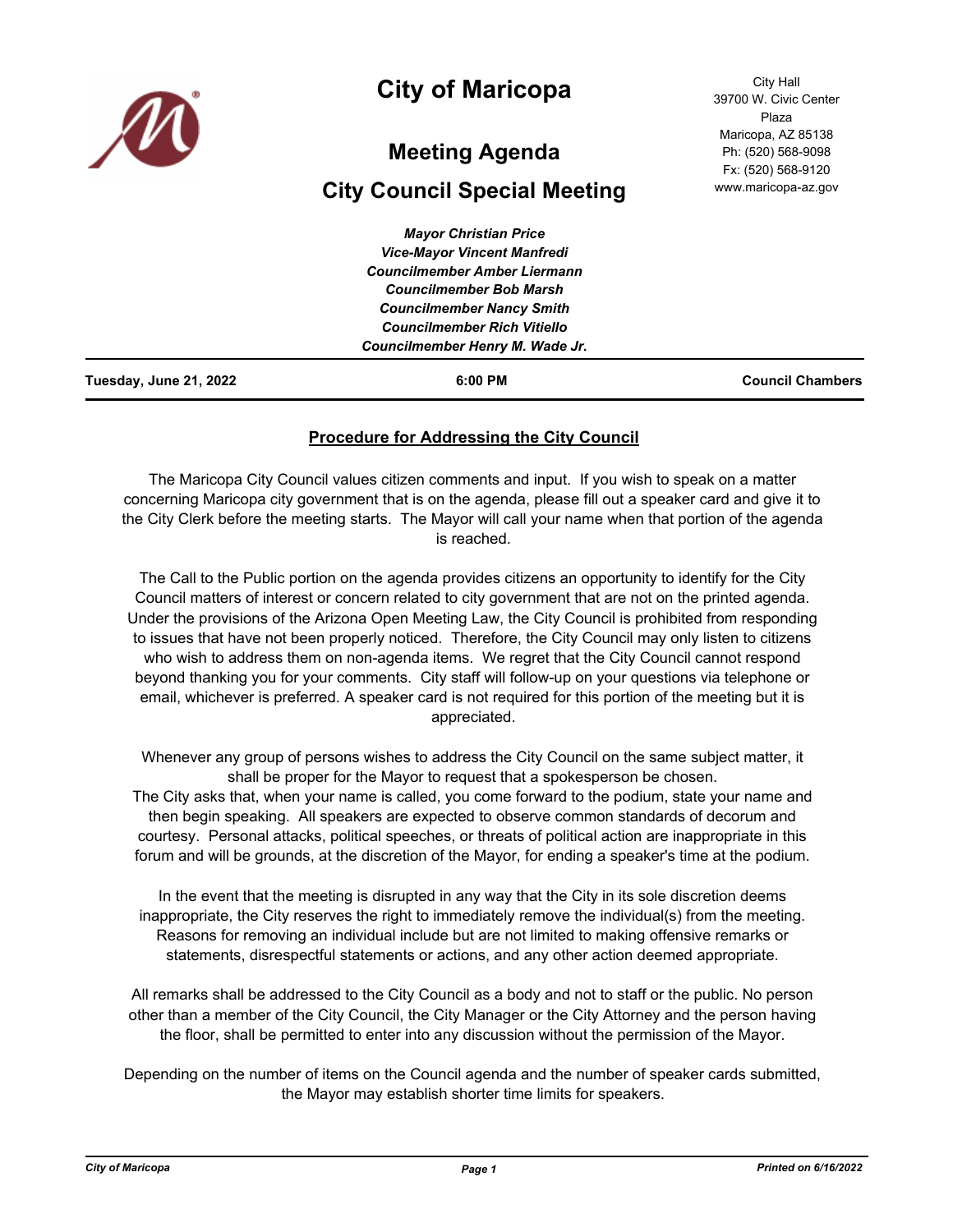# City of Maricopa

City Hall
39700 W. Civic Center Plaza
Maricopa, AZ 85138
Ph: (520) 568-9098
Fx: (520) 568-9120
www.maricopa-az.gov

## Meeting Agenda

## City Council Special Meeting

*Mayor Christian Price*
*Vice-Mayor Vincent Manfredi*
*Councilmember Amber Liermann*
*Councilmember Bob Marsh*
*Councilmember Nancy Smith*
*Councilmember Rich Vitiello*
*Councilmember Henry M. Wade Jr.*

**Tuesday, June 21, 2022** | **6:00 PM** | **Council Chambers**

### Procedure for Addressing the City Council

The Maricopa City Council values citizen comments and input. If you wish to speak on a matter concerning Maricopa city government that is on the agenda, please fill out a speaker card and give it to the City Clerk before the meeting starts. The Mayor will call your name when that portion of the agenda is reached.

The Call to the Public portion on the agenda provides citizens an opportunity to identify for the City Council matters of interest or concern related to city government that are not on the printed agenda. Under the provisions of the Arizona Open Meeting Law, the City Council is prohibited from responding to issues that have not been properly noticed. Therefore, the City Council may only listen to citizens who wish to address them on non-agenda items. We regret that the City Council cannot respond beyond thanking you for your comments. City staff will follow-up on your questions via telephone or email, whichever is preferred. A speaker card is not required for this portion of the meeting but it is appreciated.

Whenever any group of persons wishes to address the City Council on the same subject matter, it shall be proper for the Mayor to request that a spokesperson be chosen.
The City asks that, when your name is called, you come forward to the podium, state your name and then begin speaking. All speakers are expected to observe common standards of decorum and courtesy. Personal attacks, political speeches, or threats of political action are inappropriate in this forum and will be grounds, at the discretion of the Mayor, for ending a speaker's time at the podium.

In the event that the meeting is disrupted in any way that the City in its sole discretion deems inappropriate, the City reserves the right to immediately remove the individual(s) from the meeting. Reasons for removing an individual include but are not limited to making offensive remarks or statements, disrespectful statements or actions, and any other action deemed appropriate.

All remarks shall be addressed to the City Council as a body and not to staff or the public. No person other than a member of the City Council, the City Manager or the City Attorney and the person having the floor, shall be permitted to enter into any discussion without the permission of the Mayor.

Depending on the number of items on the Council agenda and the number of speaker cards submitted, the Mayor may establish shorter time limits for speakers.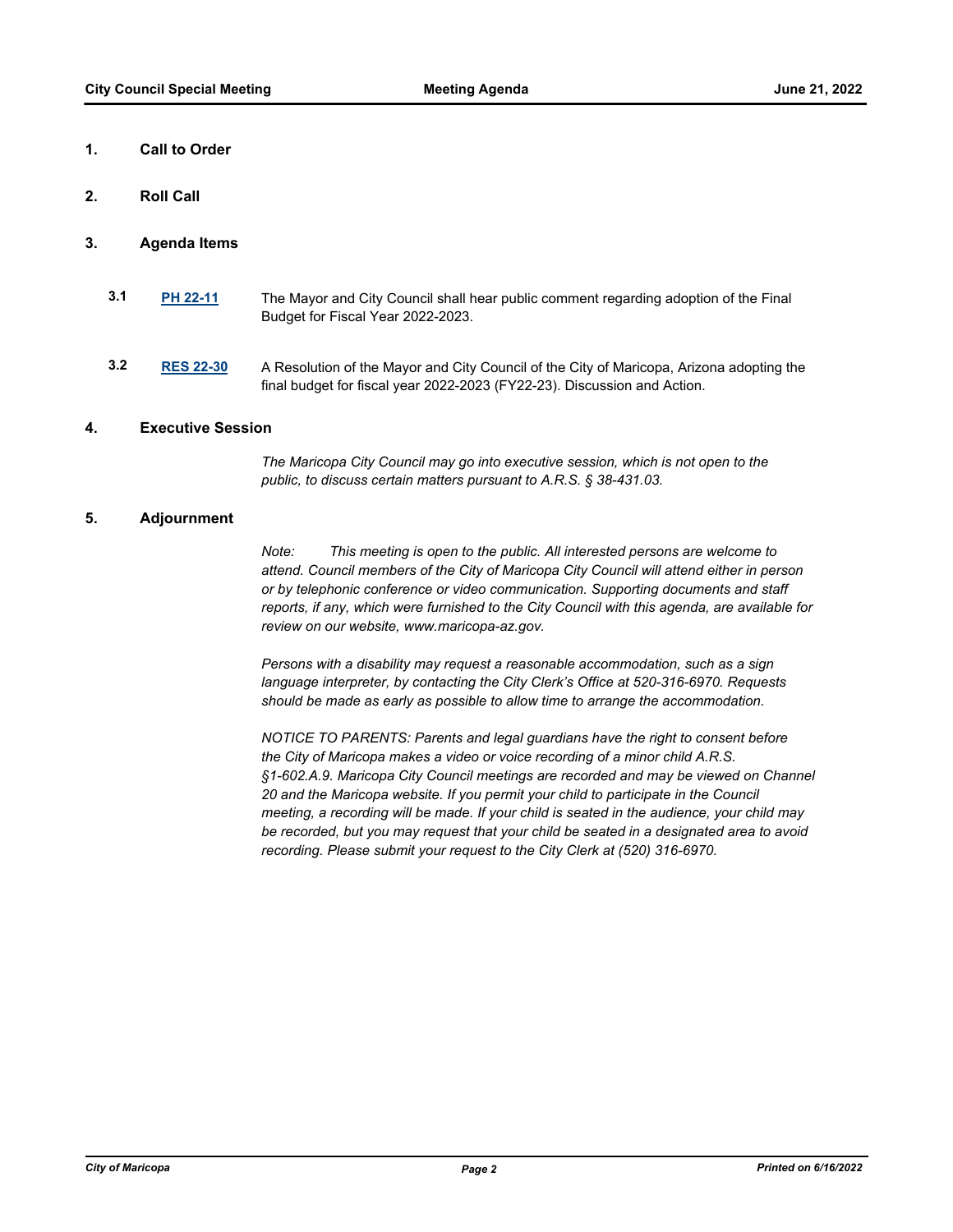## 1. Call to Order

## 2. Roll Call

## 3. Agenda Items

**3.1** **PH 22-11** The Mayor and City Council shall hear public comment regarding adoption of the Final Budget for Fiscal Year 2022-2023.

**3.2** **RES 22-30** A Resolution of the Mayor and City Council of the City of Maricopa, Arizona adopting the final budget for fiscal year 2022-2023 (FY22-23). Discussion and Action.

## 4. Executive Session

*The Maricopa City Council may go into executive session, which is not open to the public, to discuss certain matters pursuant to A.R.S. § 38-431.03.*

## 5. Adjournment

*Note: This meeting is open to the public. All interested persons are welcome to attend. Council members of the City of Maricopa City Council will attend either in person or by telephonic conference or video communication. Supporting documents and staff reports, if any, which were furnished to the City Council with this agenda, are available for review on our website, www.maricopa-az.gov.*

*Persons with a disability may request a reasonable accommodation, such as a sign language interpreter, by contacting the City Clerk's Office at 520-316-6970. Requests should be made as early as possible to allow time to arrange the accommodation.*

*NOTICE TO PARENTS: Parents and legal guardians have the right to consent before the City of Maricopa makes a video or voice recording of a minor child A.R.S. §1-602.A.9. Maricopa City Council meetings are recorded and may be viewed on Channel 20 and the Maricopa website. If you permit your child to participate in the Council meeting, a recording will be made. If your child is seated in the audience, your child may be recorded, but you may request that your child be seated in a designated area to avoid recording. Please submit your request to the City Clerk at (520) 316-6970.*